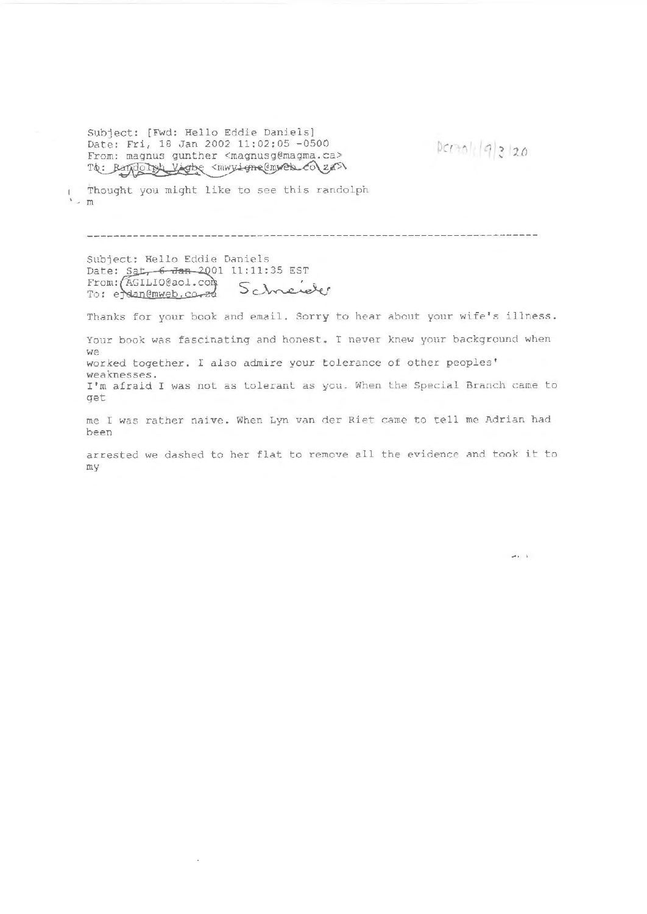Subject: [Fwd: Hello Eddie Daniels]
Date: Fri, 18 Jan 2002 11:02:05 -0500
From: magnus gunther <magnusg@magma.ca>
To: Randolph Vigne <mwvigne@mweb.co.za>

DCr70/1/9/3/20

Thought you might like to see this randolph
m

---

Subject: Hello Eddie Daniels
Date: ~~Sat, 6 Jan~~ 2001 11:11:35 EST
From: AGILIO@aol.com Schneider
To: ejdan@mweb.co.za

Thanks for your book and email. Sorry to hear about your wife's illness.

Your book was fascinating and honest. I never knew your background when we
worked together. I also admire your tolerance of other peoples' weaknesses.
I'm afraid I was not as tolerant as you. When the Special Branch came to get

me I was rather naive. When Lyn van der Riet came to tell me Adrian had been

arrested we dashed to her flat to remove all the evidence and took it to my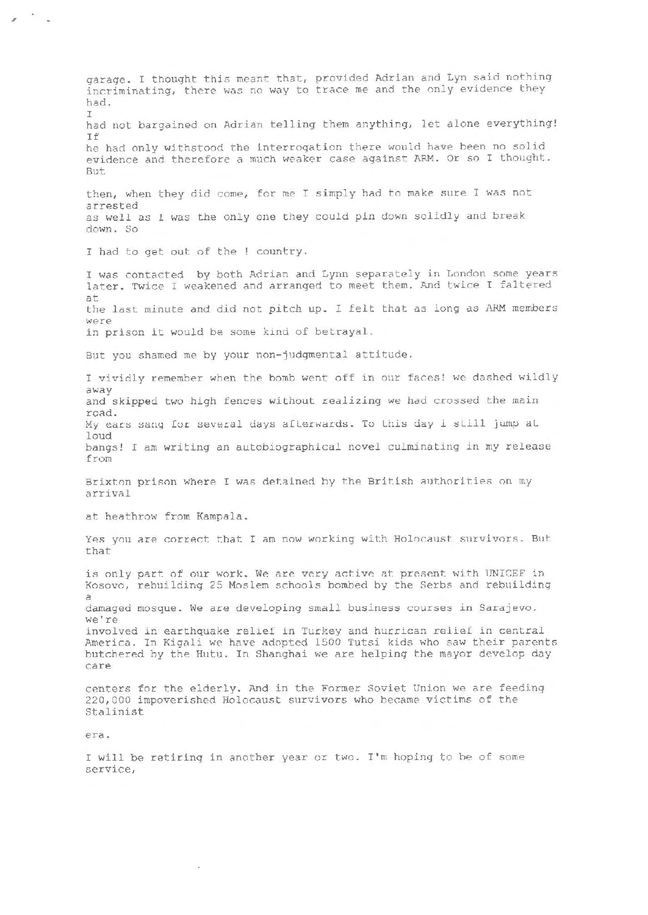garage. I thought this meant that, provided Adrian and Lyn said nothing incriminating, there was no way to trace me and the only evidence they had.

I had not bargained on Adrian telling them anything, let alone everything! If he had only withstood the interrogation there would have been no solid evidence and therefore a much weaker case against ARM. Or so I thought. But

then, when they did come, for me I simply had to make sure I was not arrested as well as I was the only one they could pin down solidly and break down. So

I had to get out of the ! country.

I was contacted by both Adrian and Lynn separately in London some years later. Twice I weakened and arranged to meet them. And twice I faltered at the last minute and did not pitch up. I felt that as long as ARM members were in prison it would be some kind of betrayal.

But you shamed me by your non-judgmental attitude.

I vividly remember when the bomb went off in our faces! we dashed wildly away and skipped two high fences without realizing we had crossed the main road. My ears sang for several days afterwards. To this day i still jump at loud bangs! I am writing an autobiographical novel culminating in my release from

Brixton prison where I was detained by the British authorities on my arrival

at heathrow from Kampala.

Yes you are correct that I am now working with Holocaust survivors. But that

is only part of our work. We are very active at present with UNICEF in Kosovo, rebuilding 25 Moslem schools bombed by the Serbs and rebuilding a damaged mosque. We are developing small business courses in Sarajevo. we're involved in earthquake relief in Turkey and hurrican relief in central America. In Kigali we have adopted 1500 Tutsi kids who saw their parents butchered by the Hutu. In Shanghai we are helping the mayor develop day care

centers for the elderly. And in the Former Soviet Union we are feeding 220,000 impoverished Holocaust survivors who became victims of the Stalinist

era.

I will be retiring in another year or two. I'm hoping to be of some service,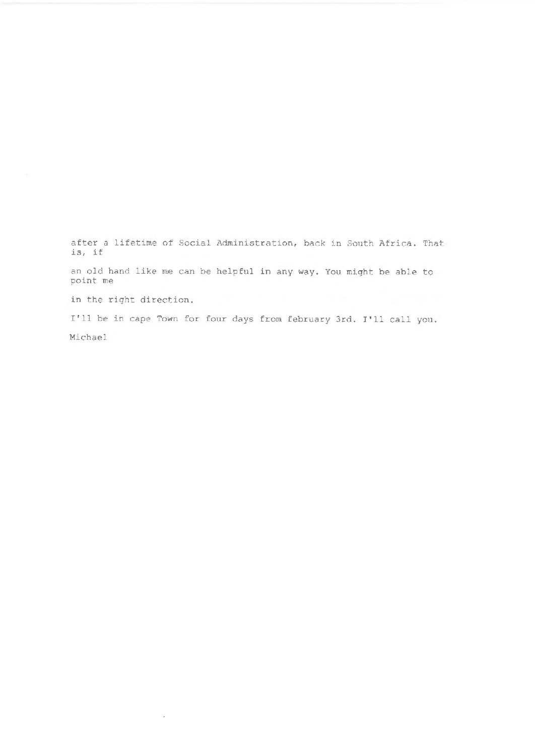after a lifetime of Social Administration, back in South Africa. That is, if

an old hand like me can be helpful in any way. You might be able to point me

in the right direction.

I'll be in cape Town for four days from february 3rd. I'll call you.

Michael